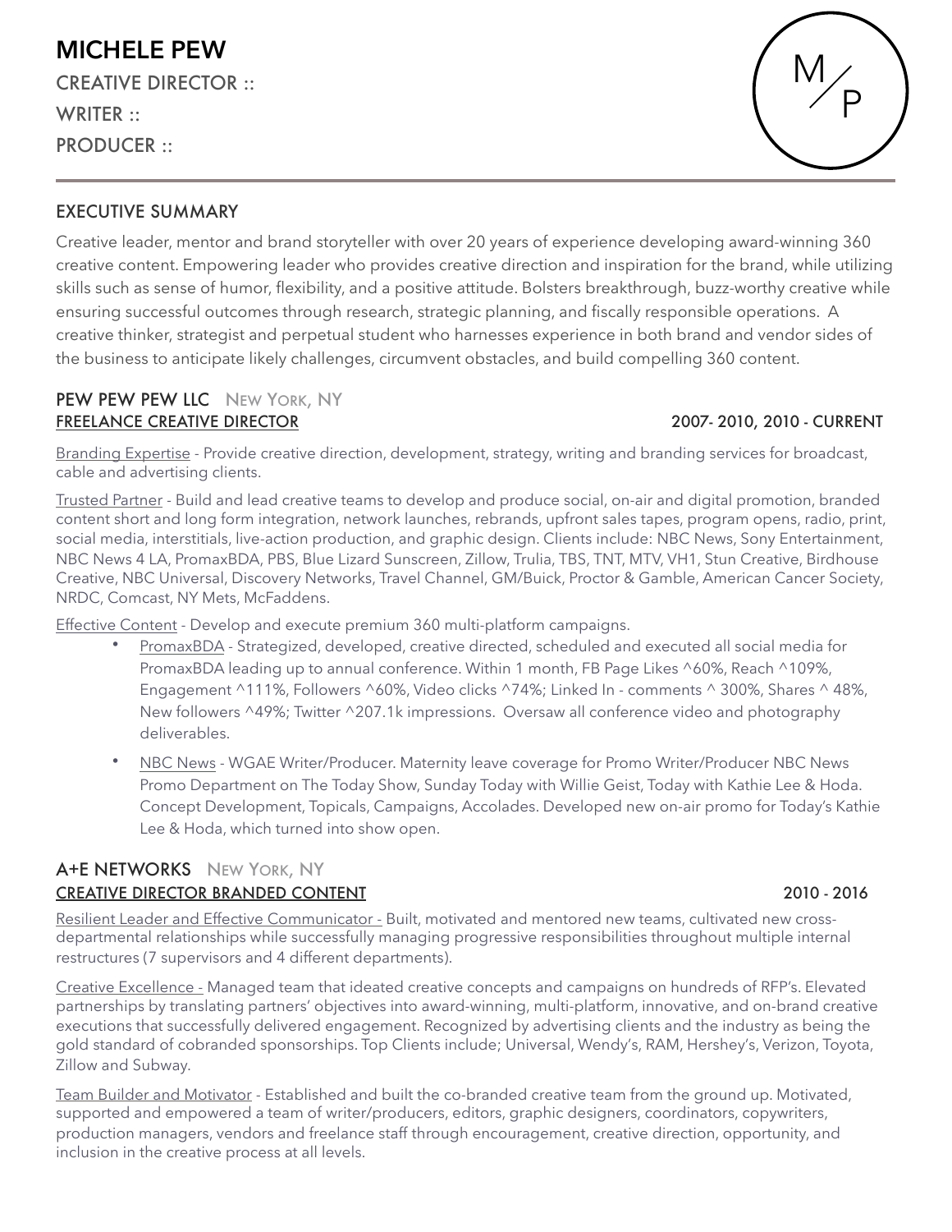# MICHELE PEW

CREATIVE DIRECTOR ::

WRITER ::

PRODUCER ::

M/P

## EXECUTIVE SUMMARY

Creative leader, mentor and brand storyteller with over 20 years of experience developing award-winning 360 creative content. Empowering leader who provides creative direction and inspiration for the brand, while utilizing skills such as sense of humor, flexibility, and a positive attitude. Bolsters breakthrough, buzz-worthy creative while ensuring successful outcomes through research, strategic planning, and fiscally responsible operations. A creative thinker, strategist and perpetual student who harnesses experience in both brand and vendor sides of the business to anticipate likely challenges, circumvent obstacles, and build compelling 360 content.

## PEW PEW PEW LLC New York, NY

**FREELANCE CREATIVE DIRECTOR** — 2007- 2010, 2010 - CURRENT

Branding Expertise - Provide creative direction, development, strategy, writing and branding services for broadcast, cable and advertising clients.

Trusted Partner - Build and lead creative teams to develop and produce social, on-air and digital promotion, branded content short and long form integration, network launches, rebrands, upfront sales tapes, program opens, radio, print, social media, interstitials, live-action production, and graphic design. Clients include: NBC News, Sony Entertainment, NBC News 4 LA, PromaxBDA, PBS, Blue Lizard Sunscreen, Zillow, Trulia, TBS, TNT, MTV, VH1, Stun Creative, Birdhouse Creative, NBC Universal, Discovery Networks, Travel Channel, GM/Buick, Proctor & Gamble, American Cancer Society, NRDC, Comcast, NY Mets, McFaddens.

Effective Content - Develop and execute premium 360 multi-platform campaigns.

- PromaxBDA - Strategized, developed, creative directed, scheduled and executed all social media for PromaxBDA leading up to annual conference. Within 1 month, FB Page Likes ^60%, Reach ^109%, Engagement ^111%, Followers ^60%, Video clicks ^74%; Linked In - comments ^ 300%, Shares ^ 48%, New followers ^49%; Twitter ^207.1k impressions. Oversaw all conference video and photography deliverables.
- NBC News - WGAE Writer/Producer. Maternity leave coverage for Promo Writer/Producer NBC News Promo Department on The Today Show, Sunday Today with Willie Geist, Today with Kathie Lee & Hoda. Concept Development, Topicals, Campaigns, Accolades. Developed new on-air promo for Today's Kathie Lee & Hoda, which turned into show open.

## A+E NETWORKS New York, NY

**CREATIVE DIRECTOR BRANDED CONTENT** — 2010 - 2016

Resilient Leader and Effective Communicator - Built, motivated and mentored new teams, cultivated new cross-departmental relationships while successfully managing progressive responsibilities throughout multiple internal restructures (7 supervisors and 4 different departments).

Creative Excellence - Managed team that ideated creative concepts and campaigns on hundreds of RFP's. Elevated partnerships by translating partners' objectives into award-winning, multi-platform, innovative, and on-brand creative executions that successfully delivered engagement. Recognized by advertising clients and the industry as being the gold standard of cobranded sponsorships. Top Clients include; Universal, Wendy's, RAM, Hershey's, Verizon, Toyota, Zillow and Subway.

Team Builder and Motivator - Established and built the co-branded creative team from the ground up. Motivated, supported and empowered a team of writer/producers, editors, graphic designers, coordinators, copywriters, production managers, vendors and freelance staff through encouragement, creative direction, opportunity, and inclusion in the creative process at all levels.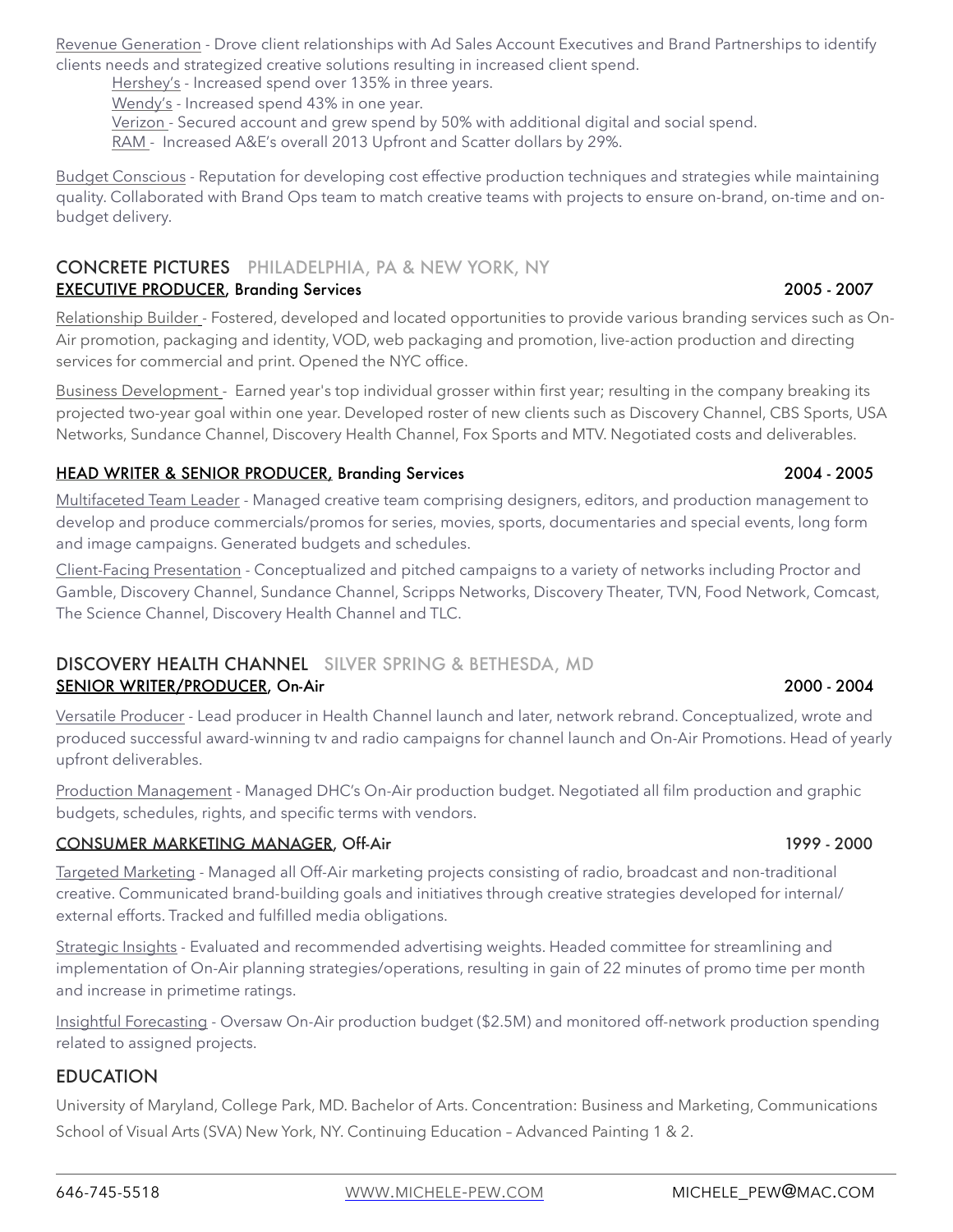Revenue Generation - Drove client relationships with Ad Sales Account Executives and Brand Partnerships to identify clients needs and strategized creative solutions resulting in increased client spend.

- Hershey's - Increased spend over 135% in three years.
- Wendy's - Increased spend 43% in one year.
- Verizon - Secured account and grew spend by 50% with additional digital and social spend.
- RAM - Increased A&E's overall 2013 Upfront and Scatter dollars by 29%.

Budget Conscious - Reputation for developing cost effective production techniques and strategies while maintaining quality. Collaborated with Brand Ops team to match creative teams with projects to ensure on-brand, on-time and on-budget delivery.

## CONCRETE PICTURES   PHILADELPHIA, PA & NEW YORK, NY

### EXECUTIVE PRODUCER, Branding Services — 2005 - 2007

Relationship Builder - Fostered, developed and located opportunities to provide various branding services such as On-Air promotion, packaging and identity, VOD, web packaging and promotion, live-action production and directing services for commercial and print. Opened the NYC office.

Business Development - Earned year's top individual grosser within first year; resulting in the company breaking its projected two-year goal within one year. Developed roster of new clients such as Discovery Channel, CBS Sports, USA Networks, Sundance Channel, Discovery Health Channel, Fox Sports and MTV. Negotiated costs and deliverables.

### HEAD WRITER & SENIOR PRODUCER, Branding Services — 2004 - 2005

Multifaceted Team Leader - Managed creative team comprising designers, editors, and production management to develop and produce commercials/promos for series, movies, sports, documentaries and special events, long form and image campaigns. Generated budgets and schedules.

Client-Facing Presentation - Conceptualized and pitched campaigns to a variety of networks including Proctor and Gamble, Discovery Channel, Sundance Channel, Scripps Networks, Discovery Theater, TVN, Food Network, Comcast, The Science Channel, Discovery Health Channel and TLC.

## DISCOVERY HEALTH CHANNEL   SILVER SPRING & BETHESDA, MD

### SENIOR WRITER/PRODUCER, On-Air — 2000 - 2004

Versatile Producer - Lead producer in Health Channel launch and later, network rebrand. Conceptualized, wrote and produced successful award-winning tv and radio campaigns for channel launch and On-Air Promotions. Head of yearly upfront deliverables.

Production Management - Managed DHC's On-Air production budget. Negotiated all film production and graphic budgets, schedules, rights, and specific terms with vendors.

### CONSUMER MARKETING MANAGER, Off-Air — 1999 - 2000

Targeted Marketing - Managed all Off-Air marketing projects consisting of radio, broadcast and non-traditional creative. Communicated brand-building goals and initiatives through creative strategies developed for internal/external efforts. Tracked and fulfilled media obligations.

Strategic Insights - Evaluated and recommended advertising weights. Headed committee for streamlining and implementation of On-Air planning strategies/operations, resulting in gain of 22 minutes of promo time per month and increase in primetime ratings.

Insightful Forecasting - Oversaw On-Air production budget ($2.5M) and monitored off-network production spending related to assigned projects.

## EDUCATION

University of Maryland, College Park, MD. Bachelor of Arts. Concentration: Business and Marketing, Communications

School of Visual Arts (SVA) New York, NY. Continuing Education – Advanced Painting 1 & 2.

646-745-5518   WWW.MICHELE-PEW.COM   MICHELE_PEW@MAC.COM